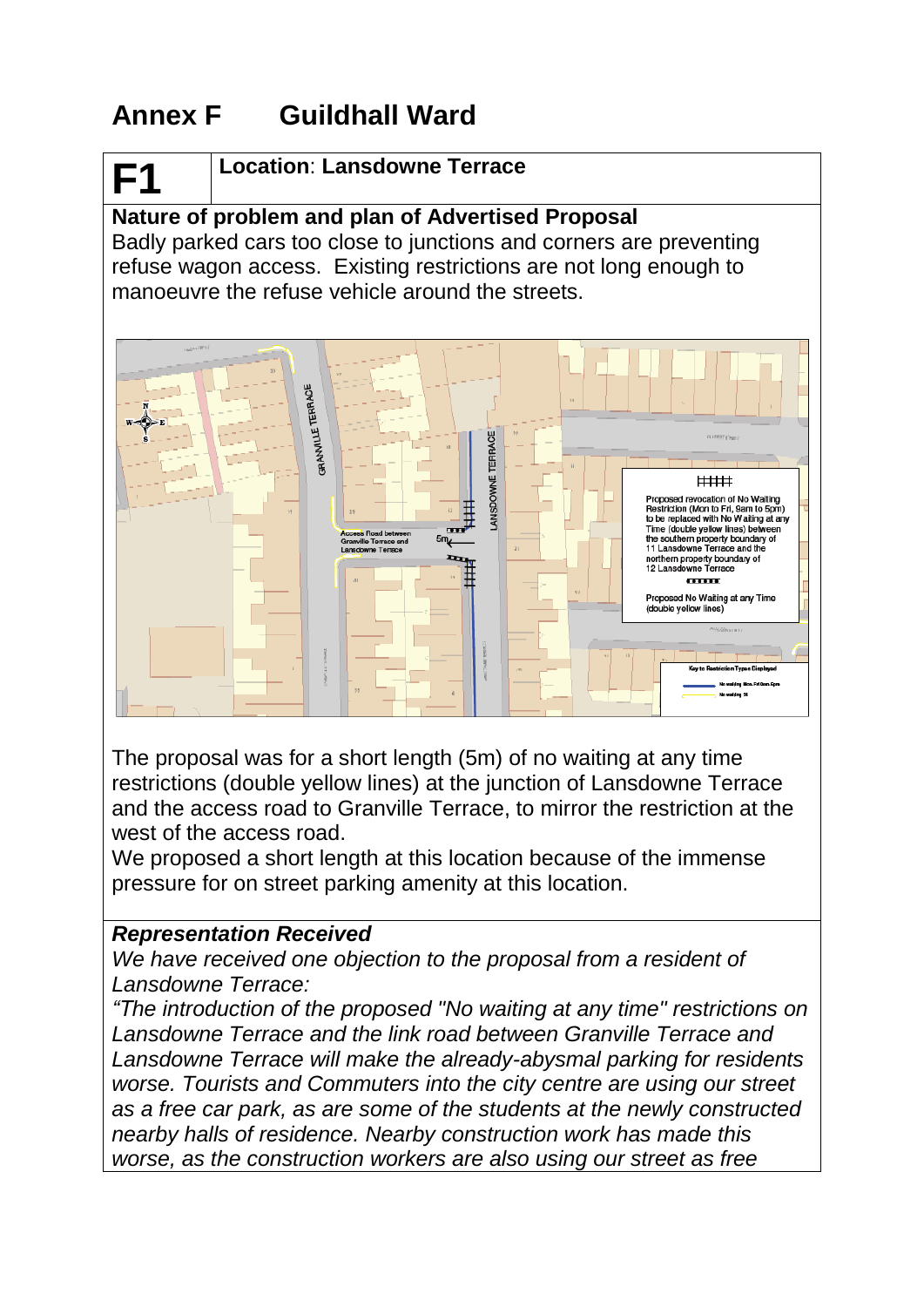# Annex F Guildhall Ward

## F1

**Location**: **Lansdowne Terrace**

**Nature of problem and plan of Advertised Proposal**

Badly parked cars too close to junctions and corners are preventing refuse wagon access. Existing restrictions are not long enough to manoeuvre the refuse vehicle around the streets.

The proposal was for a short length (5m) of no waiting at any time restrictions (double yellow lines) at the junction of Lansdowne Terrace and the access road to Granville Terrace, to mirror the restriction at the west of the access road.

We proposed a short length at this location because of the immense pressure for on street parking amenity at this location.

***Representation Received***

*We have received one objection to the proposal from a resident of Lansdowne Terrace:*

*"The introduction of the proposed "No waiting at any time" restrictions on Lansdowne Terrace and the link road between Granville Terrace and Lansdowne Terrace will make the already-abysmal parking for residents worse. Tourists and Commuters into the city centre are using our street as a free car park, as are some of the students at the newly constructed nearby halls of residence. Nearby construction work has made this worse, as the construction workers are also using our street as free*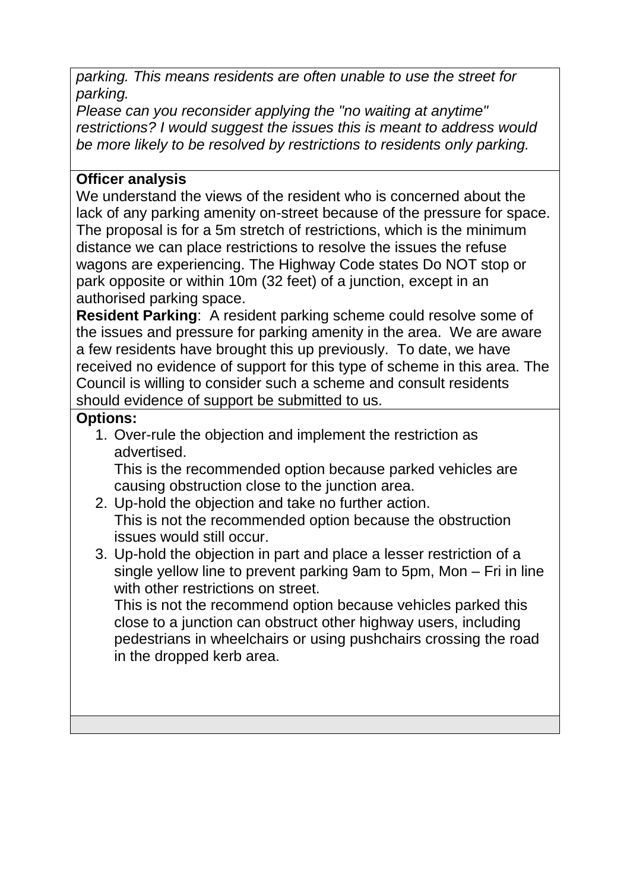*parking. This means residents are often unable to use the street for parking.*

*Please can you reconsider applying the "no waiting at anytime" restrictions? I would suggest the issues this is meant to address would be more likely to be resolved by restrictions to residents only parking.*

**Officer analysis**

We understand the views of the resident who is concerned about the lack of any parking amenity on-street because of the pressure for space. The proposal is for a 5m stretch of restrictions, which is the minimum distance we can place restrictions to resolve the issues the refuse wagons are experiencing. The Highway Code states Do NOT stop or park opposite or within 10m (32 feet) of a junction, except in an authorised parking space.

**Resident Parking**: A resident parking scheme could resolve some of the issues and pressure for parking amenity in the area. We are aware a few residents have brought this up previously. To date, we have received no evidence of support for this type of scheme in this area. The Council is willing to consider such a scheme and consult residents should evidence of support be submitted to us.

**Options:**

1. Over-rule the objection and implement the restriction as advertised.
   This is the recommended option because parked vehicles are causing obstruction close to the junction area.
2. Up-hold the objection and take no further action.
   This is not the recommended option because the obstruction issues would still occur.
3. Up-hold the objection in part and place a lesser restriction of a single yellow line to prevent parking 9am to 5pm, Mon – Fri in line with other restrictions on street.
   This is not the recommend option because vehicles parked this close to a junction can obstruct other highway users, including pedestrians in wheelchairs or using pushchairs crossing the road in the dropped kerb area.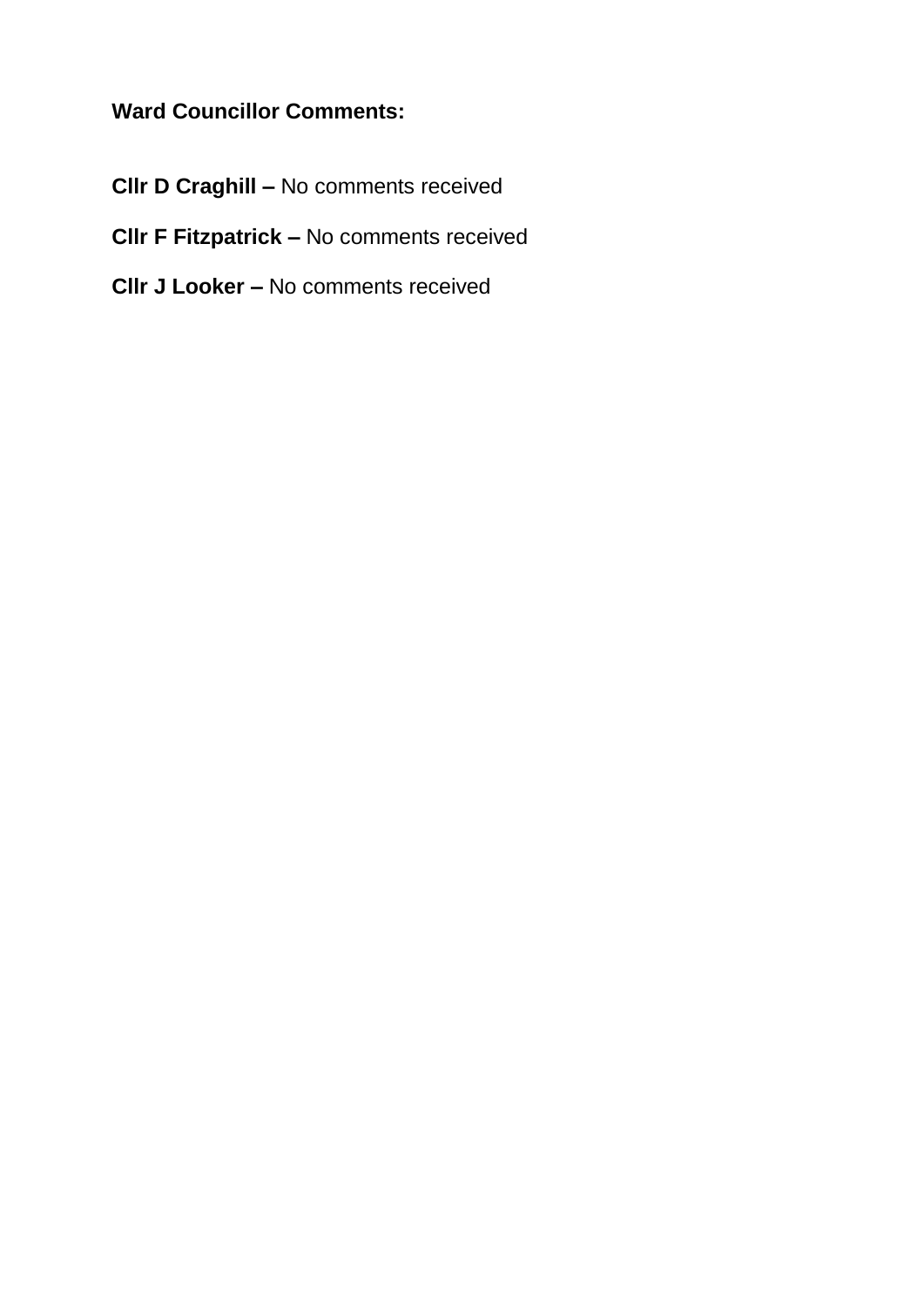**Ward Councillor Comments:**

**Cllr D Craghill –** No comments received

**Cllr F Fitzpatrick –** No comments received

**Cllr J Looker –** No comments received